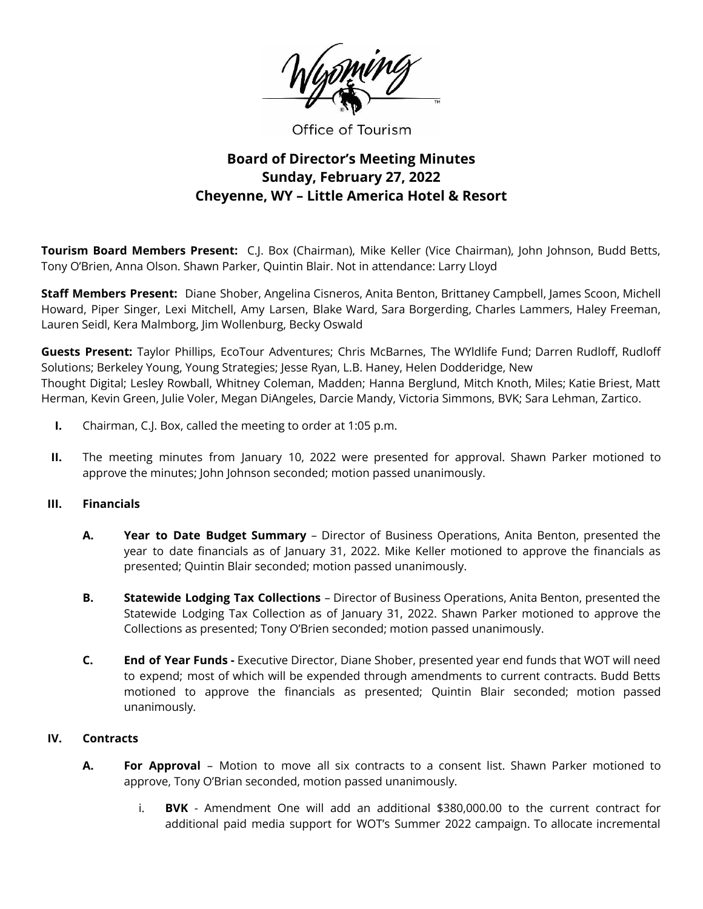Office of Tourism

# Board of Director's Meeting Minutes
## Sunday, February 27, 2022
## Cheyenne, WY – Little America Hotel & Resort

**Tourism Board Members Present:** C.J. Box (Chairman), Mike Keller (Vice Chairman), John Johnson, Budd Betts, Tony O'Brien, Anna Olson. Shawn Parker, Quintin Blair. Not in attendance: Larry Lloyd

**Staff Members Present:** Diane Shober, Angelina Cisneros, Anita Benton, Brittaney Campbell, James Scoon, Michell Howard, Piper Singer, Lexi Mitchell, Amy Larsen, Blake Ward, Sara Borgerding, Charles Lammers, Haley Freeman, Lauren Seidl, Kera Malmborg, Jim Wollenburg, Becky Oswald

**Guests Present:** Taylor Phillips, EcoTour Adventures; Chris McBarnes, The WYldlife Fund; Darren Rudloff, Rudloff Solutions; Berkeley Young, Young Strategies; Jesse Ryan, L.B. Haney, Helen Dodderidge, New Thought Digital; Lesley Rowball, Whitney Coleman, Madden; Hanna Berglund, Mitch Knoth, Miles; Katie Briest, Matt Herman, Kevin Green, Julie Voler, Megan DiAngeles, Darcie Mandy, Victoria Simmons, BVK; Sara Lehman, Zartico.

**I.** Chairman, C.J. Box, called the meeting to order at 1:05 p.m.

**II.** The meeting minutes from January 10, 2022 were presented for approval. Shawn Parker motioned to approve the minutes; John Johnson seconded; motion passed unanimously.

**III. Financials**

**A. Year to Date Budget Summary** – Director of Business Operations, Anita Benton, presented the year to date financials as of January 31, 2022. Mike Keller motioned to approve the financials as presented; Quintin Blair seconded; motion passed unanimously.

**B. Statewide Lodging Tax Collections** – Director of Business Operations, Anita Benton, presented the Statewide Lodging Tax Collection as of January 31, 2022. Shawn Parker motioned to approve the Collections as presented; Tony O'Brien seconded; motion passed unanimously.

**C. End of Year Funds -** Executive Director, Diane Shober, presented year end funds that WOT will need to expend; most of which will be expended through amendments to current contracts. Budd Betts motioned to approve the financials as presented; Quintin Blair seconded; motion passed unanimously.

**IV. Contracts**

**A. For Approval** – Motion to move all six contracts to a consent list. Shawn Parker motioned to approve, Tony O'Brian seconded, motion passed unanimously.

i. **BVK** - Amendment One will add an additional $380,000.00 to the current contract for additional paid media support for WOT's Summer 2022 campaign. To allocate incremental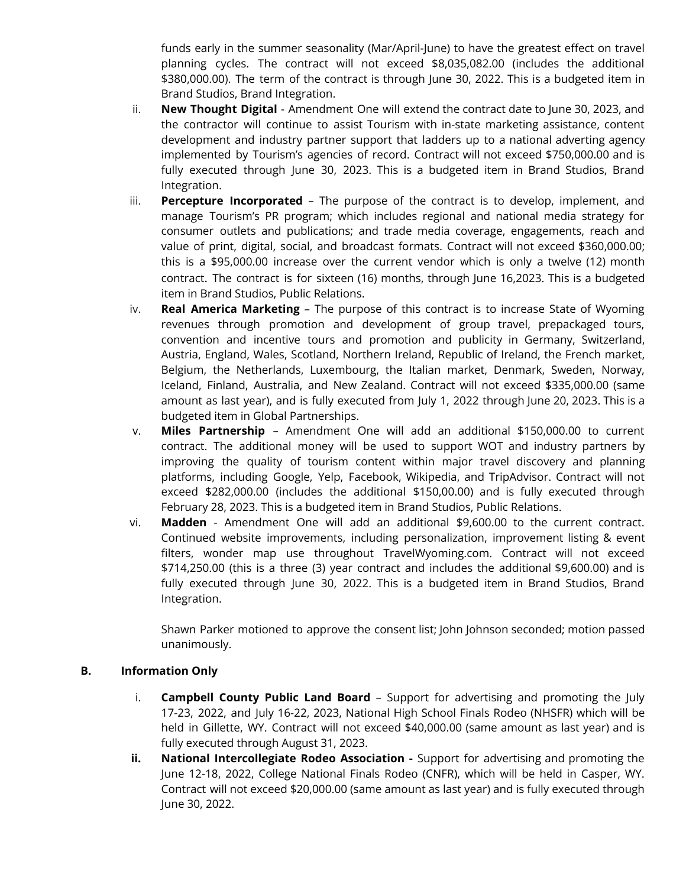funds early in the summer seasonality (Mar/April-June) to have the greatest effect on travel planning cycles. The contract will not exceed $8,035,082.00 (includes the additional $380,000.00). The term of the contract is through June 30, 2022. This is a budgeted item in Brand Studios, Brand Integration.

ii. **New Thought Digital** - Amendment One will extend the contract date to June 30, 2023, and the contractor will continue to assist Tourism with in-state marketing assistance, content development and industry partner support that ladders up to a national adverting agency implemented by Tourism's agencies of record. Contract will not exceed $750,000.00 and is fully executed through June 30, 2023. This is a budgeted item in Brand Studios, Brand Integration.

iii. **Percepture Incorporated** – The purpose of the contract is to develop, implement, and manage Tourism's PR program; which includes regional and national media strategy for consumer outlets and publications; and trade media coverage, engagements, reach and value of print, digital, social, and broadcast formats. Contract will not exceed $360,000.00; this is a $95,000.00 increase over the current vendor which is only a twelve (12) month contract. The contract is for sixteen (16) months, through June 16,2023. This is a budgeted item in Brand Studios, Public Relations.

iv. **Real America Marketing** – The purpose of this contract is to increase State of Wyoming revenues through promotion and development of group travel, prepackaged tours, convention and incentive tours and promotion and publicity in Germany, Switzerland, Austria, England, Wales, Scotland, Northern Ireland, Republic of Ireland, the French market, Belgium, the Netherlands, Luxembourg, the Italian market, Denmark, Sweden, Norway, Iceland, Finland, Australia, and New Zealand. Contract will not exceed $335,000.00 (same amount as last year), and is fully executed from July 1, 2022 through June 20, 2023. This is a budgeted item in Global Partnerships.

v. **Miles Partnership** – Amendment One will add an additional $150,000.00 to current contract. The additional money will be used to support WOT and industry partners by improving the quality of tourism content within major travel discovery and planning platforms, including Google, Yelp, Facebook, Wikipedia, and TripAdvisor. Contract will not exceed $282,000.00 (includes the additional $150,00.00) and is fully executed through February 28, 2023. This is a budgeted item in Brand Studios, Public Relations.

vi. **Madden** - Amendment One will add an additional $9,600.00 to the current contract. Continued website improvements, including personalization, improvement listing & event filters, wonder map use throughout TravelWyoming.com. Contract will not exceed $714,250.00 (this is a three (3) year contract and includes the additional $9,600.00) and is fully executed through June 30, 2022. This is a budgeted item in Brand Studios, Brand Integration.

Shawn Parker motioned to approve the consent list; John Johnson seconded; motion passed unanimously.

**B. Information Only**

i. **Campbell County Public Land Board** – Support for advertising and promoting the July 17-23, 2022, and July 16-22, 2023, National High School Finals Rodeo (NHSFR) which will be held in Gillette, WY. Contract will not exceed $40,000.00 (same amount as last year) and is fully executed through August 31, 2023.

**ii.** **National Intercollegiate Rodeo Association -** Support for advertising and promoting the June 12-18, 2022, College National Finals Rodeo (CNFR), which will be held in Casper, WY. Contract will not exceed $20,000.00 (same amount as last year) and is fully executed through June 30, 2022.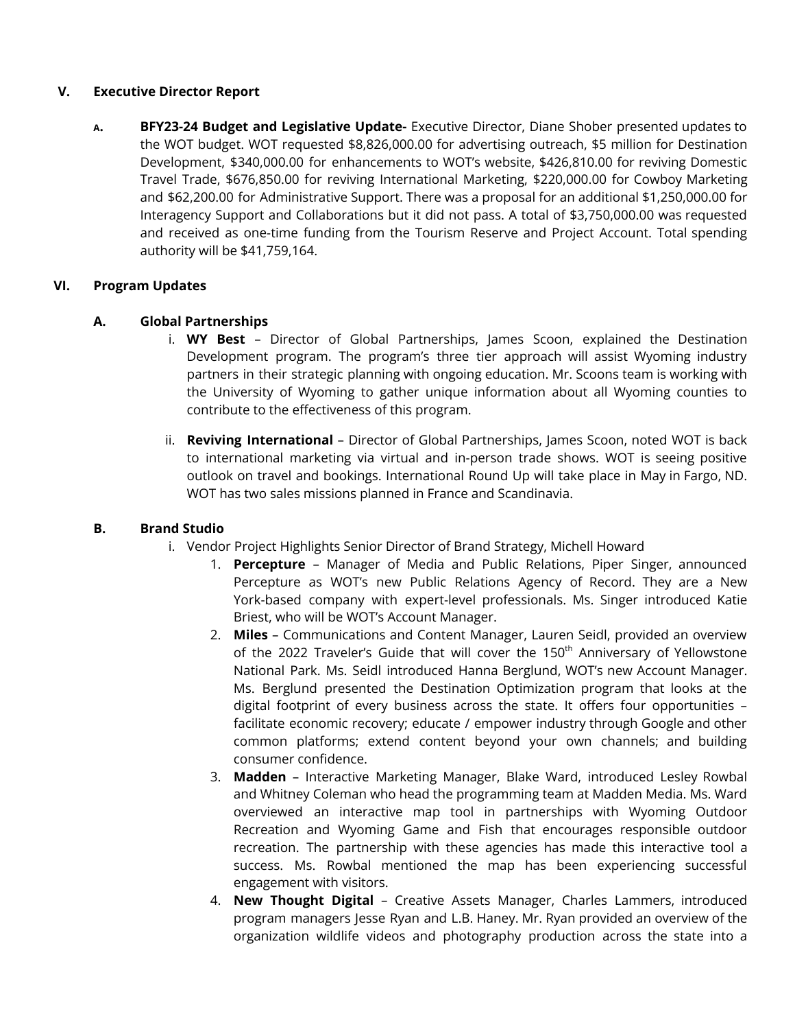## V. Executive Director Report

**A. BFY23-24 Budget and Legislative Update-** Executive Director, Diane Shober presented updates to the WOT budget. WOT requested $8,826,000.00 for advertising outreach, $5 million for Destination Development, $340,000.00 for enhancements to WOT's website, $426,810.00 for reviving Domestic Travel Trade, $676,850.00 for reviving International Marketing, $220,000.00 for Cowboy Marketing and $62,200.00 for Administrative Support. There was a proposal for an additional $1,250,000.00 for Interagency Support and Collaborations but it did not pass. A total of $3,750,000.00 was requested and received as one-time funding from the Tourism Reserve and Project Account. Total spending authority will be $41,759,164.

## VI. Program Updates

### A. Global Partnerships

i. **WY Best** – Director of Global Partnerships, James Scoon, explained the Destination Development program. The program's three tier approach will assist Wyoming industry partners in their strategic planning with ongoing education. Mr. Scoons team is working with the University of Wyoming to gather unique information about all Wyoming counties to contribute to the effectiveness of this program.

ii. **Reviving International** – Director of Global Partnerships, James Scoon, noted WOT is back to international marketing via virtual and in-person trade shows. WOT is seeing positive outlook on travel and bookings. International Round Up will take place in May in Fargo, ND. WOT has two sales missions planned in France and Scandinavia.

### B. Brand Studio

i. Vendor Project Highlights Senior Director of Brand Strategy, Michell Howard

1. **Percepture** – Manager of Media and Public Relations, Piper Singer, announced Percepture as WOT's new Public Relations Agency of Record. They are a New York-based company with expert-level professionals. Ms. Singer introduced Katie Briest, who will be WOT's Account Manager.
2. **Miles** – Communications and Content Manager, Lauren Seidl, provided an overview of the 2022 Traveler's Guide that will cover the 150th Anniversary of Yellowstone National Park. Ms. Seidl introduced Hanna Berglund, WOT's new Account Manager. Ms. Berglund presented the Destination Optimization program that looks at the digital footprint of every business across the state. It offers four opportunities – facilitate economic recovery; educate / empower industry through Google and other common platforms; extend content beyond your own channels; and building consumer confidence.
3. **Madden** – Interactive Marketing Manager, Blake Ward, introduced Lesley Rowbal and Whitney Coleman who head the programming team at Madden Media. Ms. Ward overviewed an interactive map tool in partnerships with Wyoming Outdoor Recreation and Wyoming Game and Fish that encourages responsible outdoor recreation. The partnership with these agencies has made this interactive tool a success. Ms. Rowbal mentioned the map has been experiencing successful engagement with visitors.
4. **New Thought Digital** – Creative Assets Manager, Charles Lammers, introduced program managers Jesse Ryan and L.B. Haney. Mr. Ryan provided an overview of the organization wildlife videos and photogrphy production across the state into a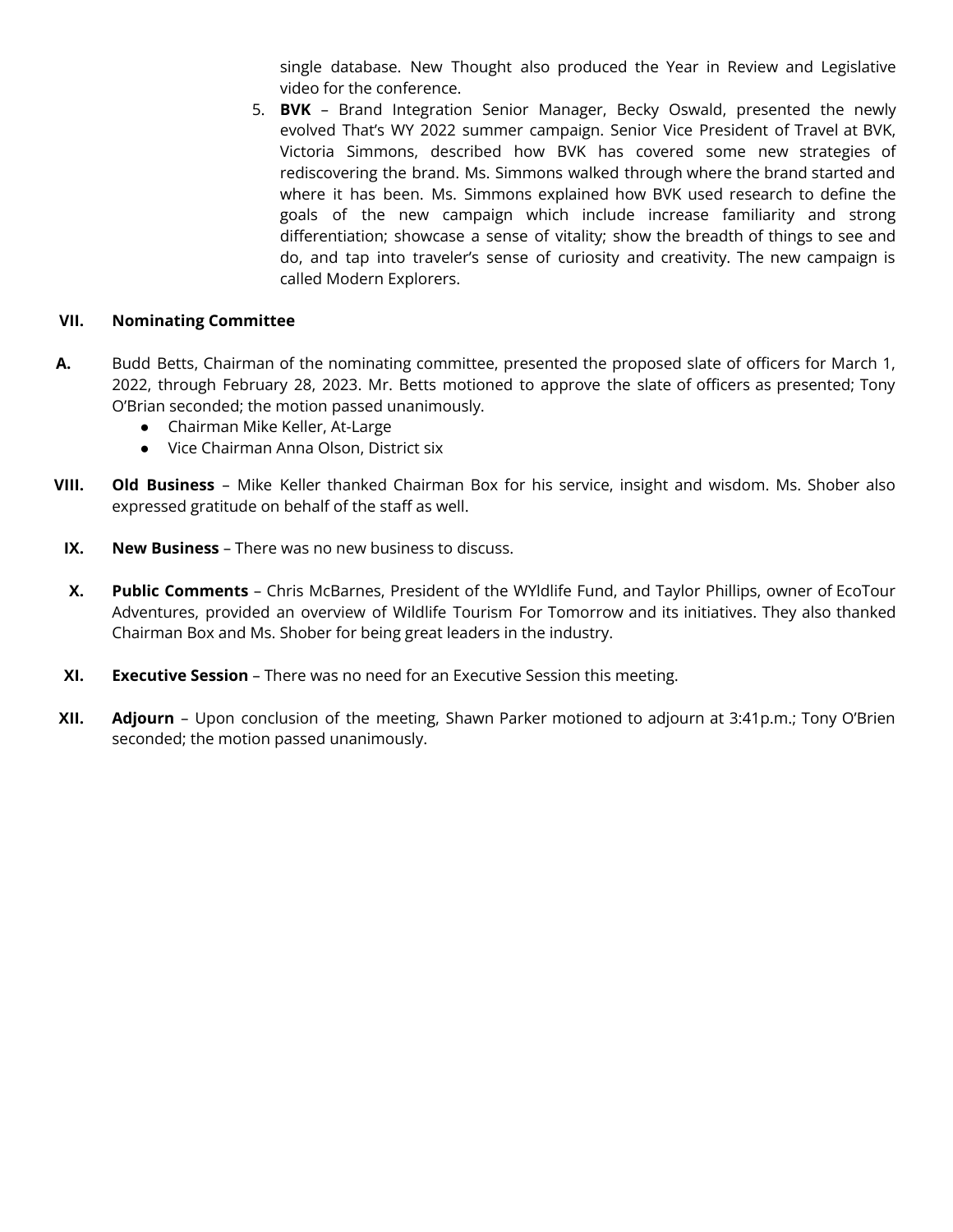single database. New Thought also produced the Year in Review and Legislative video for the conference.

5. **BVK** – Brand Integration Senior Manager, Becky Oswald, presented the newly evolved That's WY 2022 summer campaign. Senior Vice President of Travel at BVK, Victoria Simmons, described how BVK has covered some new strategies of rediscovering the brand. Ms. Simmons walked through where the brand started and where it has been. Ms. Simmons explained how BVK used research to define the goals of the new campaign which include increase familiarity and strong differentiation; showcase a sense of vitality; show the breadth of things to see and do, and tap into traveler's sense of curiosity and creativity. The new campaign is called Modern Explorers.

**VII. Nominating Committee**

**A.** Budd Betts, Chairman of the nominating committee, presented the proposed slate of officers for March 1, 2022, through February 28, 2023. Mr. Betts motioned to approve the slate of officers as presented; Tony O'Brian seconded; the motion passed unanimously.

- Chairman Mike Keller, At-Large
- Vice Chairman Anna Olson, District six

**VIII. Old Business** – Mike Keller thanked Chairman Box for his service, insight and wisdom. Ms. Shober also expressed gratitude on behalf of the staff as well.

**IX. New Business** – There was no new business to discuss.

**X. Public Comments** – Chris McBarnes, President of the WYldlife Fund, and Taylor Phillips, owner of EcoTour Adventures, provided an overview of Wildlife Tourism For Tomorrow and its initiatives. They also thanked Chairman Box and Ms. Shober for being great leaders in the industry.

**XI. Executive Session** – There was no need for an Executive Session this meeting.

**XII. Adjourn** – Upon conclusion of the meeting, Shawn Parker motioned to adjourn at 3:41p.m.; Tony O'Brien seconded; the motion passed unanimously.